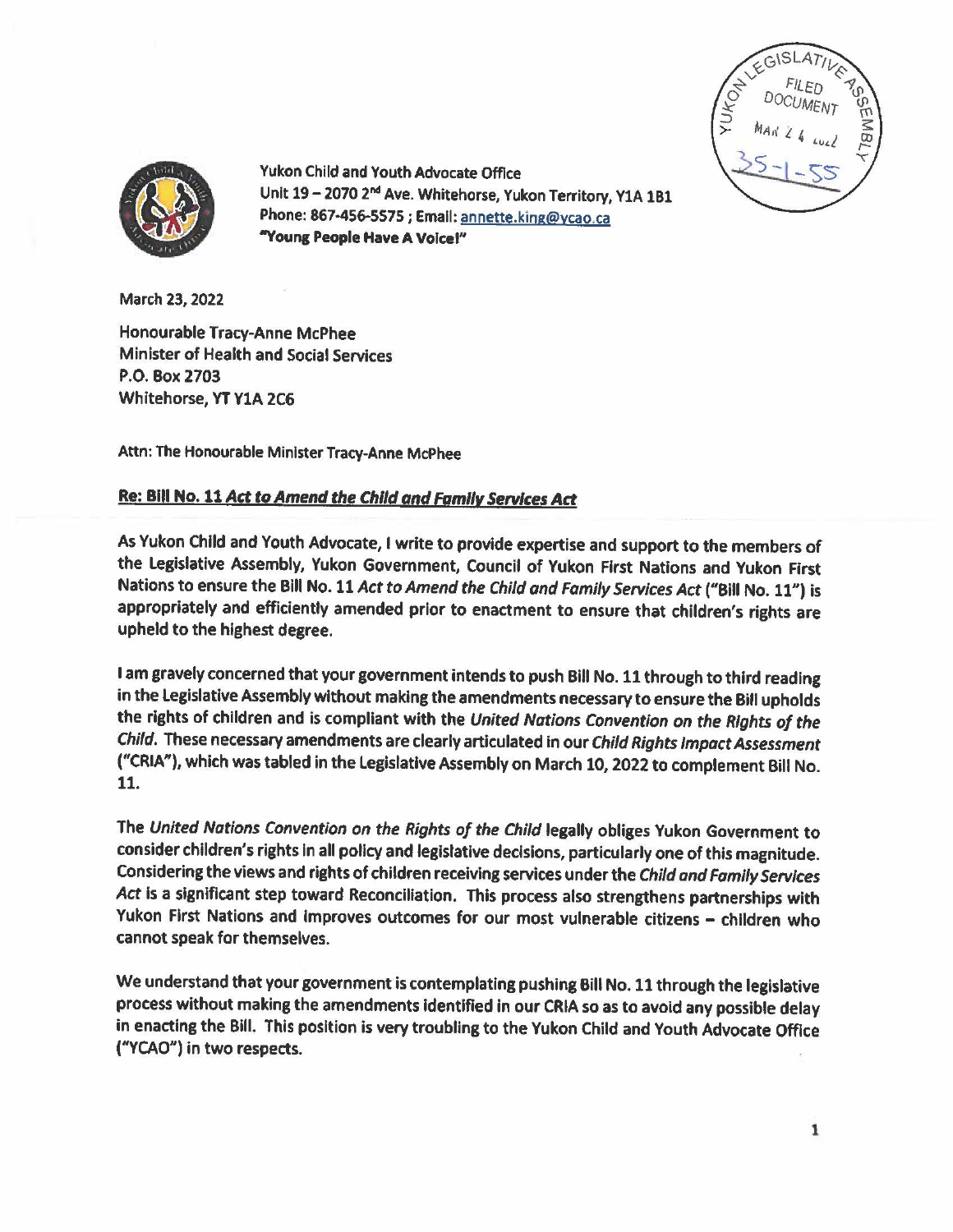Yukon Child and Youth Advocate Office
Unit 19 – 2070 2nd Ave. Whitehorse, Yukon Territory, Y1A 1B1
Phone: 867-456-5575 ; Email: annette.king@ycao.ca
**"Young People Have A Voice!"**

YUKON LEGISLATIVE ASSEMBLY
FILED DOCUMENT
MAR 24 2022
35-1-55

March 23, 2022

Honourable Tracy-Anne McPhee
Minister of Health and Social Services
P.O. Box 2703
Whitehorse, YT Y1A 2C6

Attn: The Honourable Minister Tracy-Anne McPhee

**Re: Bill No. 11 *Act to Amend the Child and Family Services Act***

As Yukon Child and Youth Advocate, I write to provide expertise and support to the members of the Legislative Assembly, Yukon Government, Council of Yukon First Nations and Yukon First Nations to ensure the Bill No. 11 *Act to Amend the Child and Family Services Act* ("Bill No. 11") is appropriately and efficiently amended prior to enactment to ensure that children's rights are upheld to the highest degree.

I am gravely concerned that your government intends to push Bill No. 11 through to third reading in the Legislative Assembly without making the amendments necessary to ensure the Bill upholds the rights of children and is compliant with the *United Nations Convention on the Rights of the Child*. These necessary amendments are clearly articulated in our *Child Rights Impact Assessment* ("CRIA"), which was tabled in the Legislative Assembly on March 10, 2022 to complement Bill No. 11.

The *United Nations Convention on the Rights of the Child* legally obliges Yukon Government to consider children's rights in all policy and legislative decisions, particularly one of this magnitude. Considering the views and rights of children receiving services under the *Child and Family Services Act* is a significant step toward Reconciliation. This process also strengthens partnerships with Yukon First Nations and improves outcomes for our most vulnerable citizens – children who cannot speak for themselves.

We understand that your government is contemplating pushing Bill No. 11 through the legislative process without making the amendments identified in our CRIA so as to avoid any possible delay in enacting the Bill. This position is very troubling to the Yukon Child and Youth Advocate Office ("YCAO") in two respects.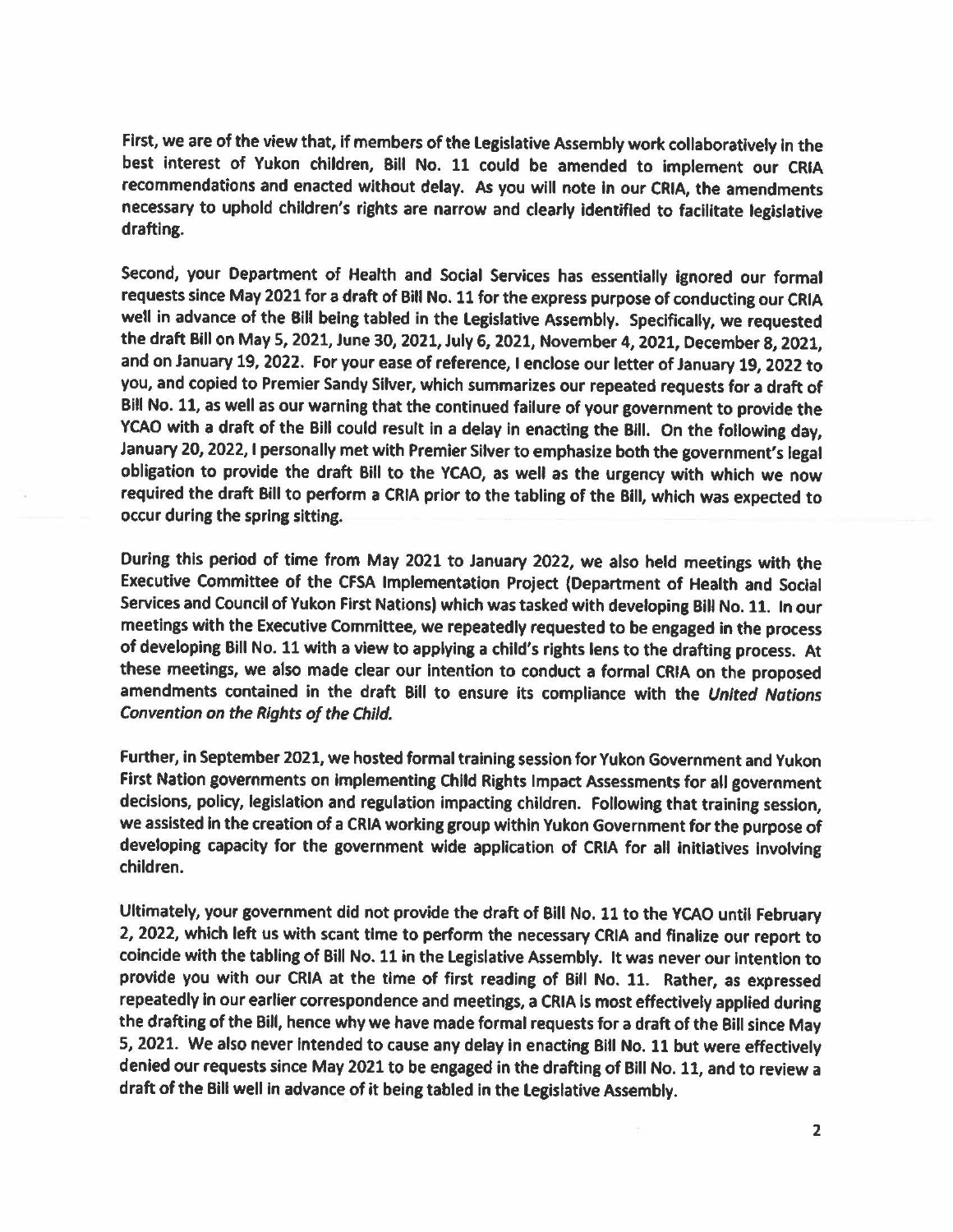First, we are of the view that, if members of the Legislative Assembly work collaboratively in the best interest of Yukon children, Bill No. 11 could be amended to implement our CRIA recommendations and enacted without delay. As you will note in our CRIA, the amendments necessary to uphold children's rights are narrow and clearly identified to facilitate legislative drafting.

Second, your Department of Health and Social Services has essentially ignored our formal requests since May 2021 for a draft of Bill No. 11 for the express purpose of conducting our CRIA well in advance of the Bill being tabled in the Legislative Assembly. Specifically, we requested the draft Bill on May 5, 2021, June 30, 2021, July 6, 2021, November 4, 2021, December 8, 2021, and on January 19, 2022. For your ease of reference, I enclose our letter of January 19, 2022 to you, and copied to Premier Sandy Silver, which summarizes our repeated requests for a draft of Bill No. 11, as well as our warning that the continued failure of your government to provide the YCAO with a draft of the Bill could result in a delay in enacting the Bill. On the following day, January 20, 2022, I personally met with Premier Silver to emphasize both the government's legal obligation to provide the draft Bill to the YCAO, as well as the urgency with which we now required the draft Bill to perform a CRIA prior to the tabling of the Bill, which was expected to occur during the spring sitting.

During this period of time from May 2021 to January 2022, we also held meetings with the Executive Committee of the CFSA Implementation Project (Department of Health and Social Services and Council of Yukon First Nations) which was tasked with developing Bill No. 11. In our meetings with the Executive Committee, we repeatedly requested to be engaged in the process of developing Bill No. 11 with a view to applying a child's rights lens to the drafting process. At these meetings, we also made clear our intention to conduct a formal CRIA on the proposed amendments contained in the draft Bill to ensure its compliance with the *United Nations Convention on the Rights of the Child.*

Further, in September 2021, we hosted formal training session for Yukon Government and Yukon First Nation governments on implementing Child Rights Impact Assessments for all government decisions, policy, legislation and regulation impacting children. Following that training session, we assisted in the creation of a CRIA working group within Yukon Government for the purpose of developing capacity for the government wide application of CRIA for all initiatives involving children.

Ultimately, your government did not provide the draft of Bill No. 11 to the YCAO until February 2, 2022, which left us with scant time to perform the necessary CRIA and finalize our report to coincide with the tabling of Bill No. 11 in the Legislative Assembly. It was never our intention to provide you with our CRIA at the time of first reading of Bill No. 11. Rather, as expressed repeatedly in our earlier correspondence and meetings, a CRIA is most effectively applied during the drafting of the Bill, hence why we have made formal requests for a draft of the Bill since May 5, 2021. We also never intended to cause any delay in enacting Bill No. 11 but were effectively denied our requests since May 2021 to be engaged in the drafting of Bill No. 11, and to review a draft of the Bill well in advance of it being tabled in the Legislative Assembly.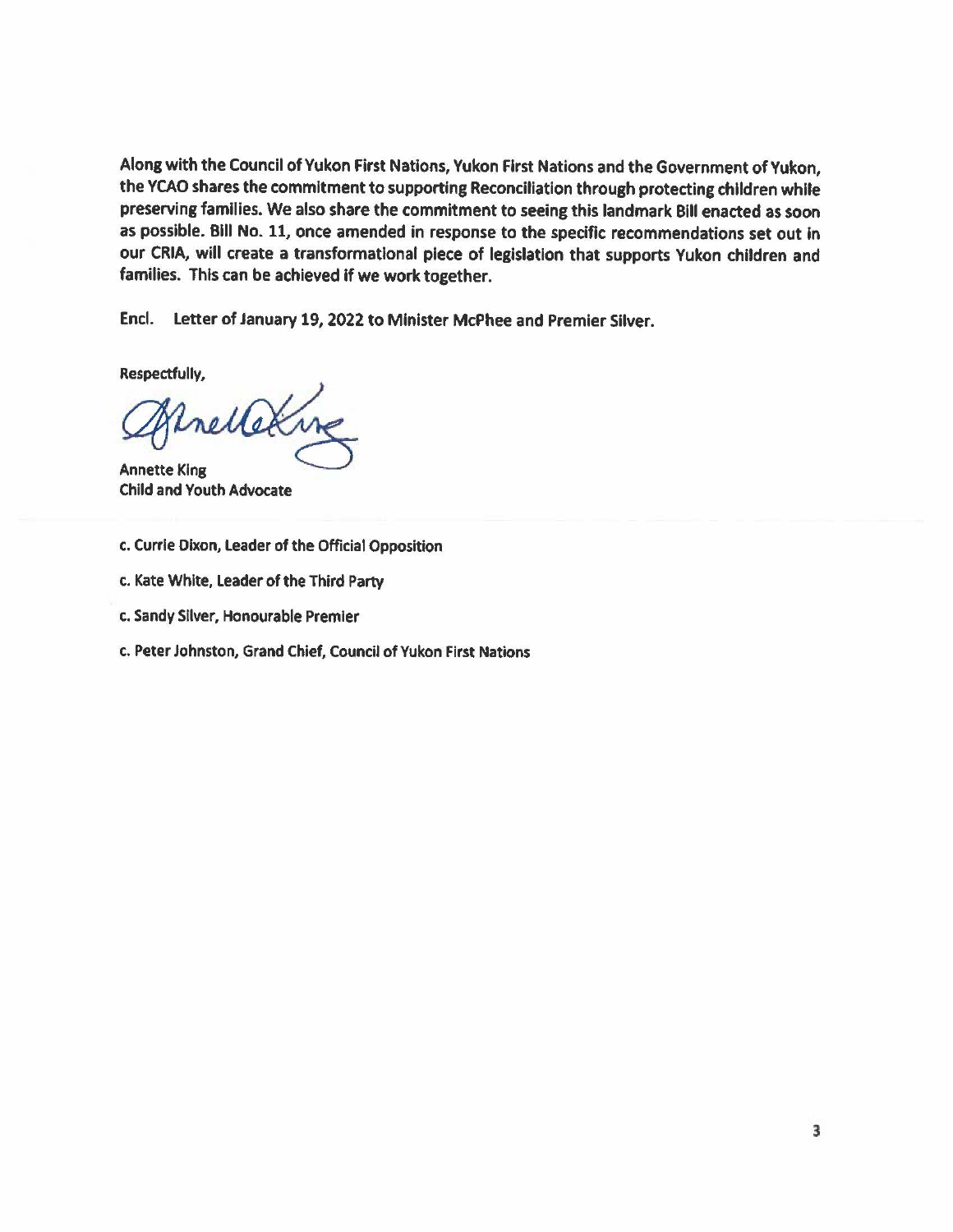Along with the Council of Yukon First Nations, Yukon First Nations and the Government of Yukon, the YCAO shares the commitment to supporting Reconciliation through protecting children while preserving families. We also share the commitment to seeing this landmark Bill enacted as soon as possible. Bill No. 11, once amended in response to the specific recommendations set out in our CRIA, will create a transformational piece of legislation that supports Yukon children and families. This can be achieved if we work together.

Encl. Letter of January 19, 2022 to Minister McPhee and Premier Silver.

Respectfully,

Annette King
Child and Youth Advocate

c. Currie Dixon, Leader of the Official Opposition

c. Kate White, Leader of the Third Party

c. Sandy Silver, Honourable Premier

c. Peter Johnston, Grand Chief, Council of Yukon First Nations